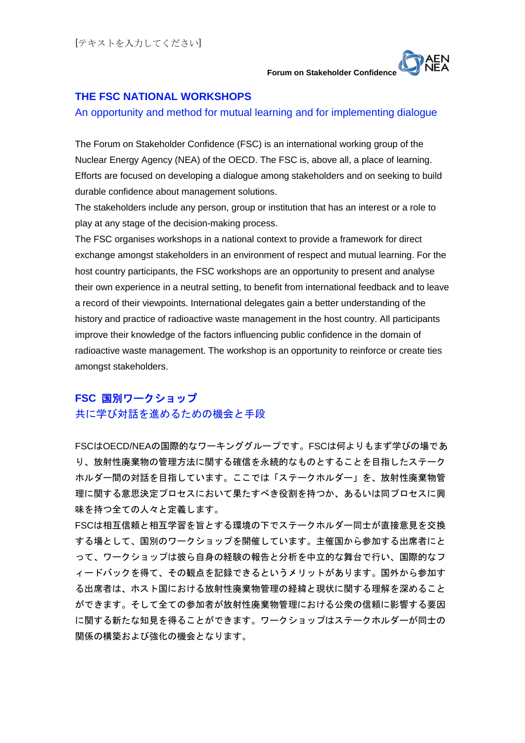# THE FSC NATIONAL WORKSHOPS

## An opportunity and method for mutual learning and for implementing dialogue

The Forum on Stakeholder Confidence (FSC) is an international working group of the Nuclear Energy Agency (NEA) of the OECD. The FSC is, above all, a place of learning. Efforts are focused on developing a dialogue among stakeholders and on seeking to build durable confidence about management solutions.

The stakeholders include any person, group or institution that has an interest or a role to play at any stage of the decision-making process.

The FSC organises workshops in a national context to provide a framework for direct exchange amongst stakeholders in an environment of respect and mutual learning. For the host country participants, the FSC workshops are an opportunity to present and analyse their own experience in a neutral setting, to benefit from international feedback and to leave a record of their viewpoints. International delegates gain a better understanding of the history and practice of radioactive waste management in the host country. All participants improve their knowledge of the factors influencing public confidence in the domain of radioactive waste management. The workshop is an opportunity to reinforce or create ties amongst stakeholders.

# FSC 国別ワークショップ

## 共に学び対話を進めるための機会と手段

FSCはOECD/NEAの国際的なワーキンググループです。FSCは何よりもまず学びの場であり、放射性廃棄物の管理方法に関する確信を永続的なものとすることを目指したステークホルダー間の対話を目指しています。ここでは「ステークホルダー」を、放射性廃棄物管理に関する意思決定プロセスにおいて果たすべき役割を持つか、あるいは同プロセスに興味を持つ全ての人々と定義します。

FSCは相互信頼と相互学習を旨とする環境の下でステークホルダー同士が直接意見を交換する場として、国別のワークショップを開催しています。主催国から参加する出席者にとって、ワークショップは彼ら自身の経験の報告と分析を中立的な舞台で行い、国際的なフィードバックを得て、その観点を記録できるというメリットがあります。国外から参加する出席者は、ホスト国における放射性廃棄物管理の経緯と現状に関する理解を深めることができます。そして全ての参加者が放射性廃棄物管理における公衆の信頼に影響する要因に関する新たな知見を得ることができます。ワークショップはステークホルダーが同士の関係の構築および強化の機会となります。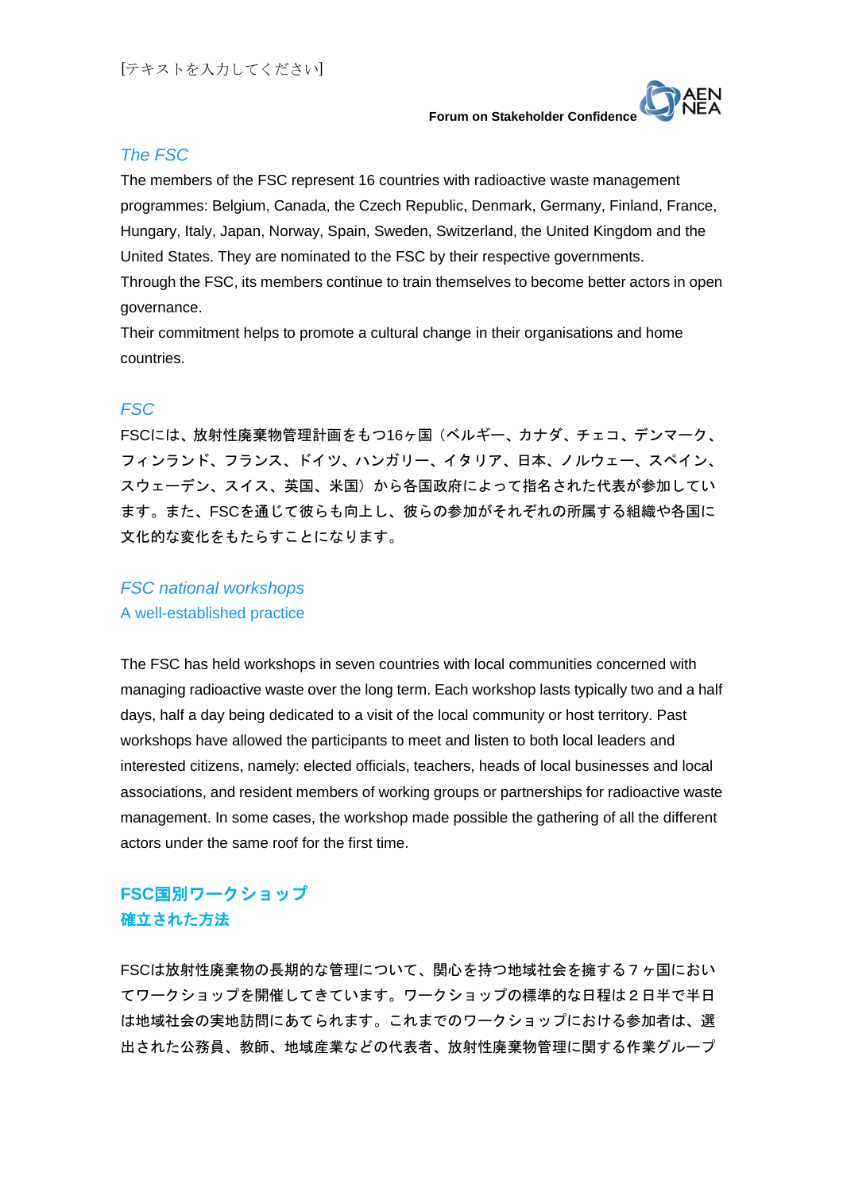### The FSC

The members of the FSC represent 16 countries with radioactive waste management programmes: Belgium, Canada, the Czech Republic, Denmark, Germany, Finland, France, Hungary, Italy, Japan, Norway, Spain, Sweden, Switzerland, the United Kingdom and the United States. They are nominated to the FSC by their respective governments.
Through the FSC, its members continue to train themselves to become better actors in open governance.
Their commitment helps to promote a cultural change in their organisations and home countries.

### FSC

FSCには、放射性廃棄物管理計画をもつ16ヶ国（ベルギー、カナダ、チェコ、デンマーク、フィンランド、フランス、ドイツ、ハンガリー、イタリア、日本、ノルウェー、スペイン、スウェーデン、スイス、英国、米国）から各国政府によって指名された代表が参加しています。また、FSCを通じて彼らも向上し、彼らの参加がそれぞれの所属する組織や各国に文化的な変化をもたらすことになります。

### FSC national workshops
A well-established practice

The FSC has held workshops in seven countries with local communities concerned with managing radioactive waste over the long term. Each workshop lasts typically two and a half days, half a day being dedicated to a visit of the local community or host territory. Past workshops have allowed the participants to meet and listen to both local leaders and interested citizens, namely: elected officials, teachers, heads of local businesses and local associations, and resident members of working groups or partnerships for radioactive waste management. In some cases, the workshop made possible the gathering of all the different actors under the same roof for the first time.

### FSC国別ワークショップ
**確立された方法**

FSCは放射性廃棄物の長期的な管理について、関心を持つ地域社会を擁する７ヶ国においてワークショップを開催してきています。ワークショップの標準的な日程は２日半で半日は地域社会の実地訪問にあてられます。これまでのワークショップにおける参加者は、選出された公務員、教師、地域産業などの代表者、放射性廃棄物管理に関する作業グループ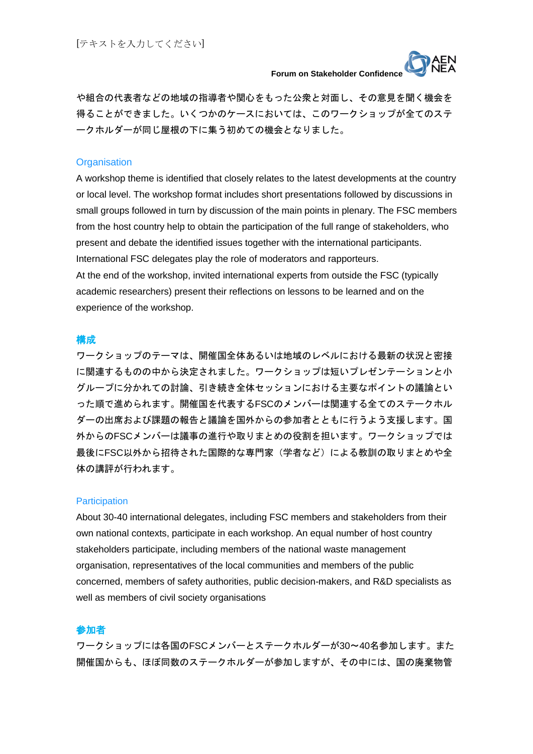や組合の代表者などの地域の指導者や関心をもった公衆と対面し、その意見を聞く機会を得ることができました。いくつかのケースにおいては、このワークショップが全てのステークホルダーが同じ屋根の下に集う初めての機会となりました。

## Organisation

A workshop theme is identified that closely relates to the latest developments at the country or local level. The workshop format includes short presentations followed by discussions in small groups followed in turn by discussion of the main points in plenary. The FSC members from the host country help to obtain the participation of the full range of stakeholders, who present and debate the identified issues together with the international participants. International FSC delegates play the role of moderators and rapporteurs.
At the end of the workshop, invited international experts from outside the FSC (typically academic researchers) present their reflections on lessons to be learned and on the experience of the workshop.

## 構成

ワークショップのテーマは、開催国全体あるいは地域のレベルにおける最新の状況と密接に関連するものの中から決定されました。ワークショップは短いプレゼンテーションと小グループに分かれての討論、引き続き全体セッションにおける主要なポイントの議論といった順で進められます。開催国を代表するFSCのメンバーは関連する全てのステークホルダーの出席および課題の報告と議論を国外からの参加者とともに行うよう支援します。国外からのFSCメンバーは議事の進行や取りまとめの役割を担います。ワークショップでは最後にFSC以外から招待された国際的な専門家（学者など）による教訓の取りまとめや全体の講評が行われます。

## Participation

About 30-40 international delegates, including FSC members and stakeholders from their own national contexts, participate in each workshop. An equal number of host country stakeholders participate, including members of the national waste management organisation, representatives of the local communities and members of the public concerned, members of safety authorities, public decision-makers, and R&D specialists as well as members of civil society organisations

## 参加者

ワークショップには各国のFSCメンバーとステークホルダーが30～40名参加します。また開催国からも、ほぼ同数のステークホルダーが参加しますが、その中には、国の廃棄物管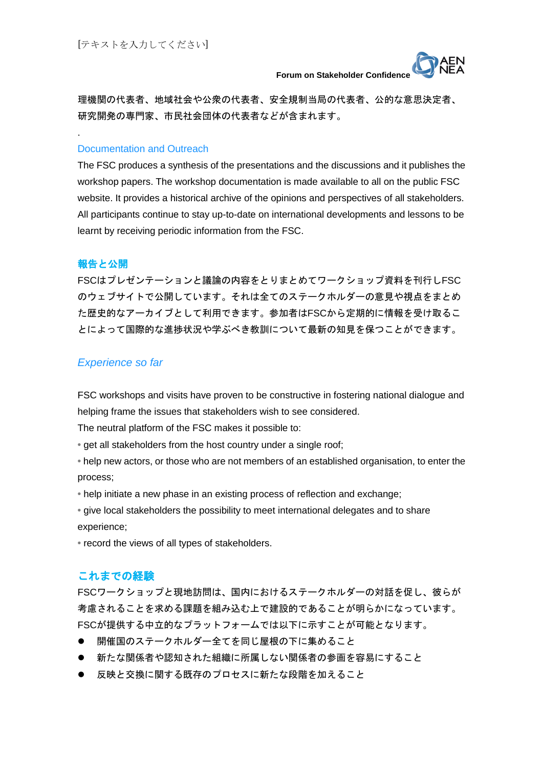理機関の代表者、地域社会や公衆の代表者、安全規制当局の代表者、公的な意思決定者、研究開発の専門家、市民社会団体の代表者などが含まれます。

.

### Documentation and Outreach

The FSC produces a synthesis of the presentations and the discussions and it publishes the workshop papers. The workshop documentation is made available to all on the public FSC website. It provides a historical archive of the opinions and perspectives of all stakeholders. All participants continue to stay up-to-date on international developments and lessons to be learnt by receiving periodic information from the FSC.

### 報告と公開

FSCはプレゼンテーションと議論の内容をとりまとめてワークショップ資料を刊行しFSCのウェブサイトで公開しています。それは全てのステークホルダーの意見や視点をまとめた歴史的なアーカイブとして利用できます。参加者はFSCから定期的に情報を受け取ることによって国際的な進捗状況や学ぶべき教訓について最新の知見を保つことができます。

### *Experience so far*

FSC workshops and visits have proven to be constructive in fostering national dialogue and helping frame the issues that stakeholders wish to see considered.

The neutral platform of the FSC makes it possible to:

- get all stakeholders from the host country under a single roof;
- help new actors, or those who are not members of an established organisation, to enter the process;
- help initiate a new phase in an existing process of reflection and exchange;
- give local stakeholders the possibility to meet international delegates and to share experience;
- record the views of all types of stakeholders.

### これまでの経験

FSCワークショップと現地訪問は、国内におけるステークホルダーの対話を促し、彼らが考慮されることを求める課題を組み込む上で建設的であることが明らかになっています。

FSCが提供する中立的なプラットフォームでは以下に示すことが可能となります。

- 開催国のステークホルダー全てを同じ屋根の下に集めること
- 新たな関係者や認知された組織に所属しない関係者の参画を容易にすること
- 反映と交換に関する既存のプロセスに新たな段階を加えること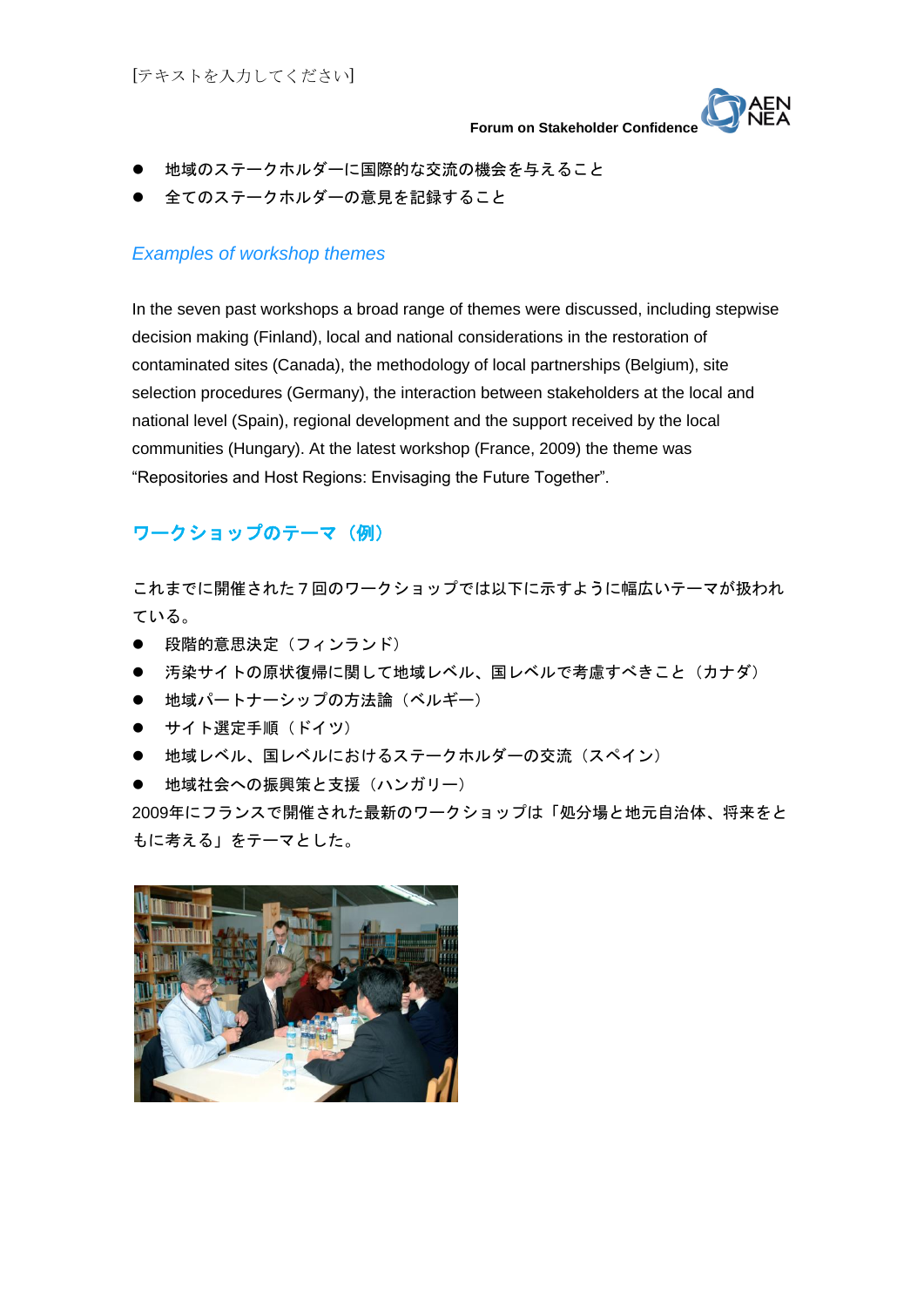- 地域のステークホルダーに国際的な交流の機会を与えること
- 全てのステークホルダーの意見を記録すること

### *Examples of workshop themes*

In the seven past workshops a broad range of themes were discussed, including stepwise decision making (Finland), local and national considerations in the restoration of contaminated sites (Canada), the methodology of local partnerships (Belgium), site selection procedures (Germany), the interaction between stakeholders at the local and national level (Spain), regional development and the support received by the local communities (Hungary). At the latest workshop (France, 2009) the theme was "Repositories and Host Regions: Envisaging the Future Together".

### ワークショップのテーマ（例）

これまでに開催された７回のワークショップでは以下に示すように幅広いテーマが扱われている。

- 段階的意思決定（フィンランド）
- 汚染サイトの原状復帰に関して地域レベル、国レベルで考慮すべきこと（カナダ）
- 地域パートナーシップの方法論（ベルギー）
- サイト選定手順（ドイツ）
- 地域レベル、国レベルにおけるステークホルダーの交流（スペイン）
- 地域社会への振興策と支援（ハンガリー）

2009年にフランスで開催された最新のワークショップは「処分場と地元自治体、将来をともに考える」をテーマとした。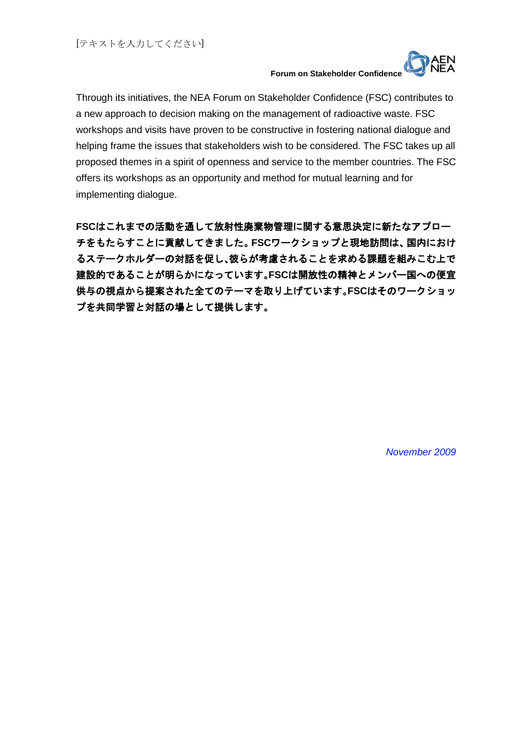Through its initiatives, the NEA Forum on Stakeholder Confidence (FSC) contributes to a new approach to decision making on the management of radioactive waste. FSC workshops and visits have proven to be constructive in fostering national dialogue and helping frame the issues that stakeholders wish to be considered. The FSC takes up all proposed themes in a spirit of openness and service to the member countries. The FSC offers its workshops as an opportunity and method for mutual learning and for implementing dialogue.

**FSCはこれまでの活動を通して放射性廃棄物管理に関する意思決定に新たなアプローチをもたらすことに貢献してきました。FSCワークショップと現地訪問は、国内におけるステークホルダーの対話を促し、彼らが考慮されることを求める課題を組みこむ上で建設的であることが明らかになっています。FSCは開放性の精神とメンバー国への便宜供与の視点から提案された全てのテーマを取り上げています。FSCはそのワークショップを共同学習と対話の場として提供します。**

*November 2009*